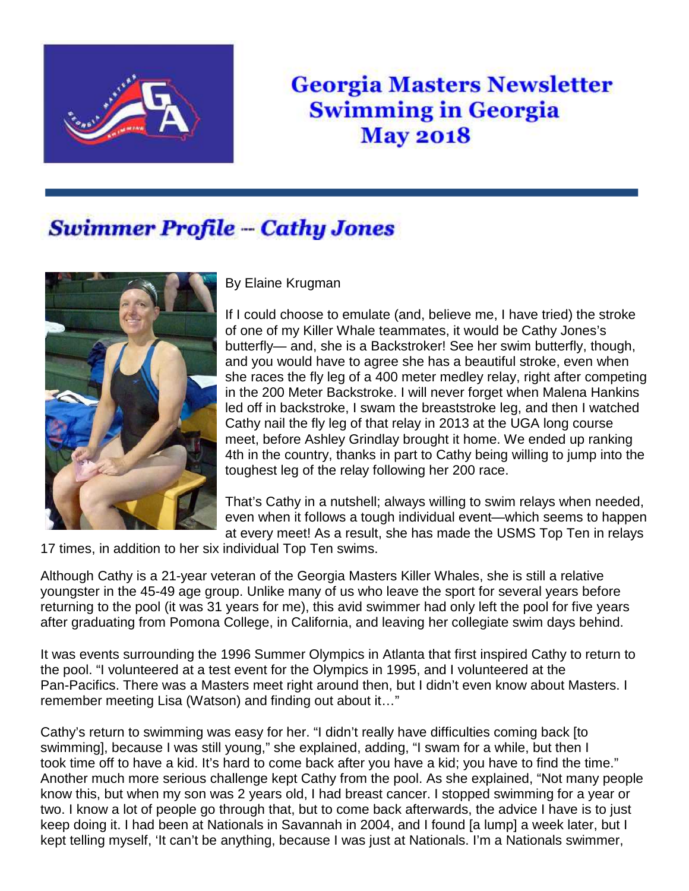# Georgia Masters Newsletter
## Swimming in Georgia
## May 2018

## *Swimmer Profile -- Cathy Jones*

By Elaine Krugman

If I could choose to emulate (and, believe me, I have tried) the stroke of one of my Killer Whale teammates, it would be Cathy Jones's butterfly— and, she is a Backstroker! See her swim butterfly, though, and you would have to agree she has a beautiful stroke, even when she races the fly leg of a 400 meter medley relay, right after competing in the 200 Meter Backstroke. I will never forget when Malena Hankins led off in backstroke, I swam the breaststroke leg, and then I watched Cathy nail the fly leg of that relay in 2013 at the UGA long course meet, before Ashley Grindlay brought it home. We ended up ranking 4th in the country, thanks in part to Cathy being willing to jump into the toughest leg of the relay following her 200 race.

That's Cathy in a nutshell; always willing to swim relays when needed, even when it follows a tough individual event—which seems to happen at every meet! As a result, she has made the USMS Top Ten in relays 17 times, in addition to her six individual Top Ten swims.

Although Cathy is a 21-year veteran of the Georgia Masters Killer Whales, she is still a relative youngster in the 45-49 age group. Unlike many of us who leave the sport for several years before returning to the pool (it was 31 years for me), this avid swimmer had only left the pool for five years after graduating from Pomona College, in California, and leaving her collegiate swim days behind.

It was events surrounding the 1996 Summer Olympics in Atlanta that first inspired Cathy to return to the pool. "I volunteered at a test event for the Olympics in 1995, and I volunteered at the Pan-Pacifics. There was a Masters meet right around then, but I didn't even know about Masters. I remember meeting Lisa (Watson) and finding out about it…"

Cathy's return to swimming was easy for her. "I didn't really have difficulties coming back [to swimming], because I was still young," she explained, adding, "I swam for a while, but then I took time off to have a kid. It's hard to come back after you have a kid; you have to find the time." Another much more serious challenge kept Cathy from the pool. As she explained, "Not many people know this, but when my son was 2 years old, I had breast cancer. I stopped swimming for a year or two. I know a lot of people go through that, but to come back afterwards, the advice I have is to just keep doing it. I had been at Nationals in Savannah in 2004, and I found [a lump] a week later, but I kept telling myself, 'It can't be anything, because I was just at Nationals. I'm a Nationals swimmer,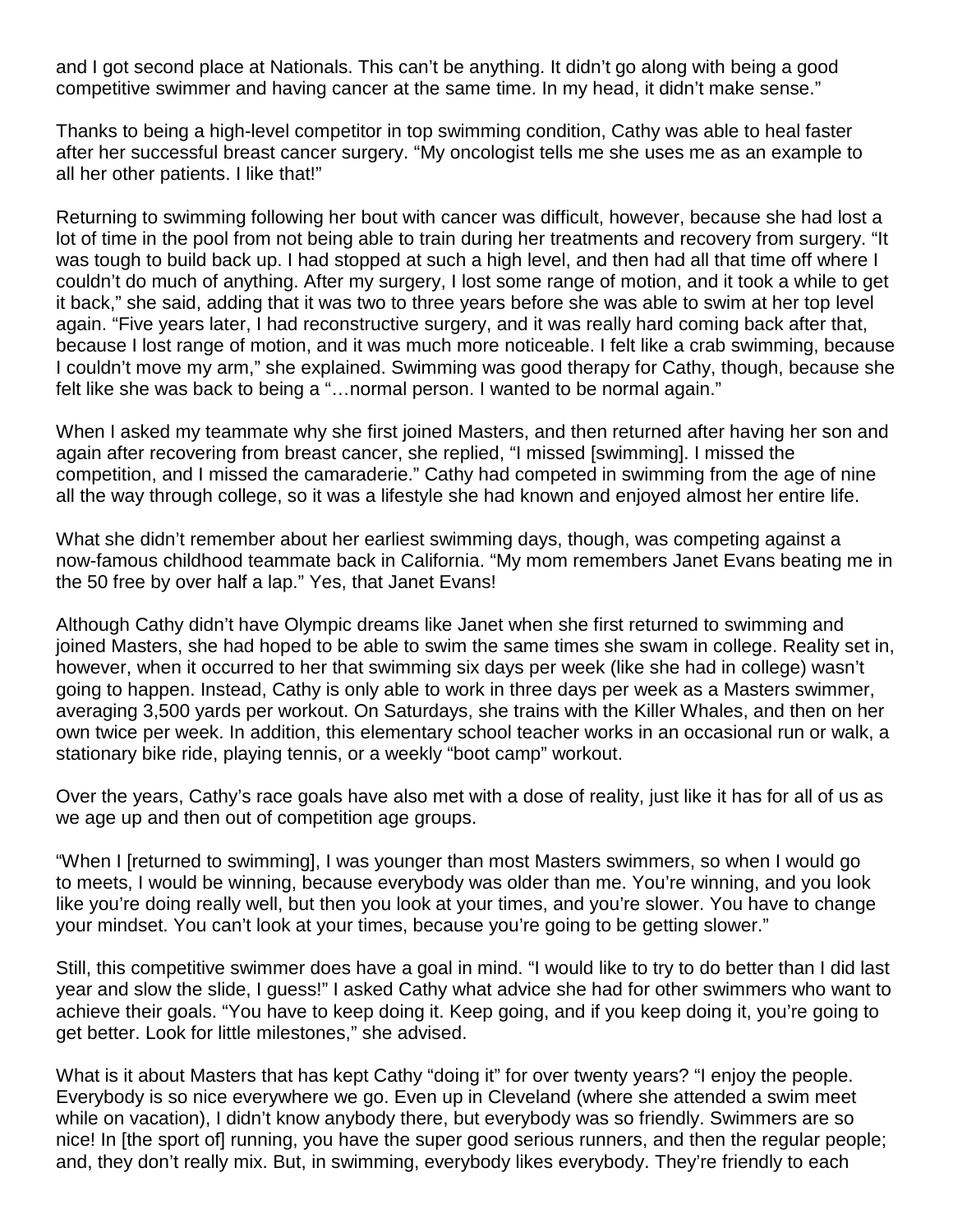and I got second place at Nationals. This can't be anything. It didn't go along with being a good competitive swimmer and having cancer at the same time. In my head, it didn't make sense."

Thanks to being a high-level competitor in top swimming condition, Cathy was able to heal faster after her successful breast cancer surgery. "My oncologist tells me she uses me as an example to all her other patients. I like that!"

Returning to swimming following her bout with cancer was difficult, however, because she had lost a lot of time in the pool from not being able to train during her treatments and recovery from surgery. "It was tough to build back up. I had stopped at such a high level, and then had all that time off where I couldn't do much of anything. After my surgery, I lost some range of motion, and it took a while to get it back," she said, adding that it was two to three years before she was able to swim at her top level again. "Five years later, I had reconstructive surgery, and it was really hard coming back after that, because I lost range of motion, and it was much more noticeable. I felt like a crab swimming, because I couldn't move my arm," she explained. Swimming was good therapy for Cathy, though, because she felt like she was back to being a "…normal person. I wanted to be normal again."

When I asked my teammate why she first joined Masters, and then returned after having her son and again after recovering from breast cancer, she replied, "I missed [swimming]. I missed the competition, and I missed the camaraderie." Cathy had competed in swimming from the age of nine all the way through college, so it was a lifestyle she had known and enjoyed almost her entire life.

What she didn't remember about her earliest swimming days, though, was competing against a now-famous childhood teammate back in California. "My mom remembers Janet Evans beating me in the 50 free by over half a lap." Yes, that Janet Evans!

Although Cathy didn't have Olympic dreams like Janet when she first returned to swimming and joined Masters, she had hoped to be able to swim the same times she swam in college. Reality set in, however, when it occurred to her that swimming six days per week (like she had in college) wasn't going to happen. Instead, Cathy is only able to work in three days per week as a Masters swimmer, averaging 3,500 yards per workout. On Saturdays, she trains with the Killer Whales, and then on her own twice per week. In addition, this elementary school teacher works in an occasional run or walk, a stationary bike ride, playing tennis, or a weekly "boot camp" workout.

Over the years, Cathy's race goals have also met with a dose of reality, just like it has for all of us as we age up and then out of competition age groups.

"When I [returned to swimming], I was younger than most Masters swimmers, so when I would go to meets, I would be winning, because everybody was older than me. You're winning, and you look like you're doing really well, but then you look at your times, and you're slower. You have to change your mindset. You can't look at your times, because you're going to be getting slower."

Still, this competitive swimmer does have a goal in mind. "I would like to try to do better than I did last year and slow the slide, I guess!" I asked Cathy what advice she had for other swimmers who want to achieve their goals. "You have to keep doing it. Keep going, and if you keep doing it, you're going to get better. Look for little milestones," she advised.

What is it about Masters that has kept Cathy "doing it" for over twenty years? "I enjoy the people. Everybody is so nice everywhere we go. Even up in Cleveland (where she attended a swim meet while on vacation), I didn't know anybody there, but everybody was so friendly. Swimmers are so nice! In [the sport of] running, you have the super good serious runners, and then the regular people; and, they don't really mix. But, in swimming, everybody likes everybody. They're friendly to each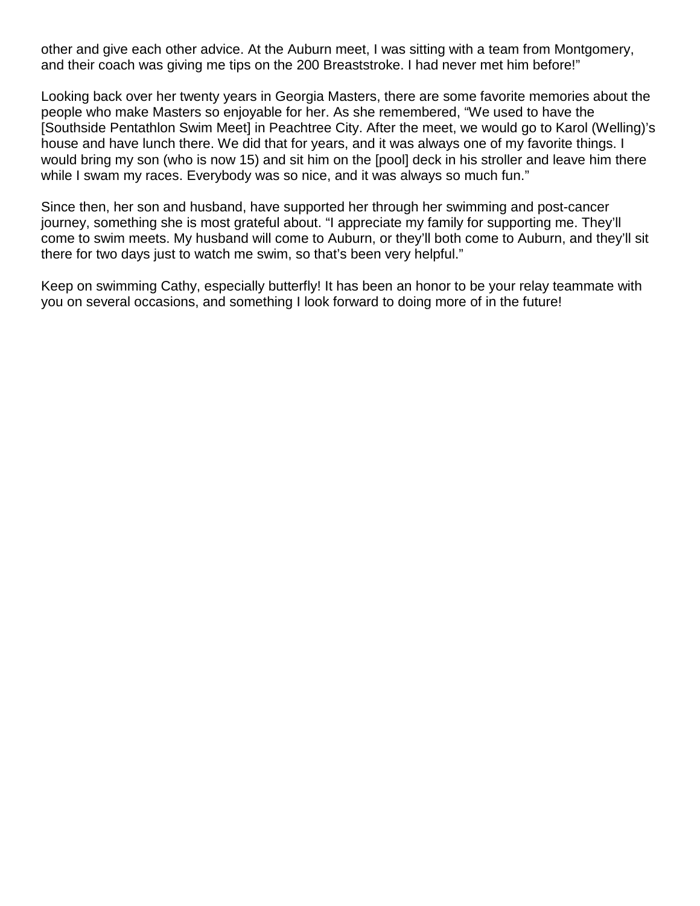other and give each other advice. At the Auburn meet, I was sitting with a team from Montgomery, and their coach was giving me tips on the 200 Breaststroke. I had never met him before!"

Looking back over her twenty years in Georgia Masters, there are some favorite memories about the people who make Masters so enjoyable for her. As she remembered, "We used to have the [Southside Pentathlon Swim Meet] in Peachtree City. After the meet, we would go to Karol (Welling)'s house and have lunch there. We did that for years, and it was always one of my favorite things. I would bring my son (who is now 15) and sit him on the [pool] deck in his stroller and leave him there while I swam my races. Everybody was so nice, and it was always so much fun."

Since then, her son and husband, have supported her through her swimming and post-cancer journey, something she is most grateful about. "I appreciate my family for supporting me. They'll come to swim meets. My husband will come to Auburn, or they'll both come to Auburn, and they'll sit there for two days just to watch me swim, so that's been very helpful."

Keep on swimming Cathy, especially butterfly! It has been an honor to be your relay teammate with you on several occasions, and something I look forward to doing more of in the future!